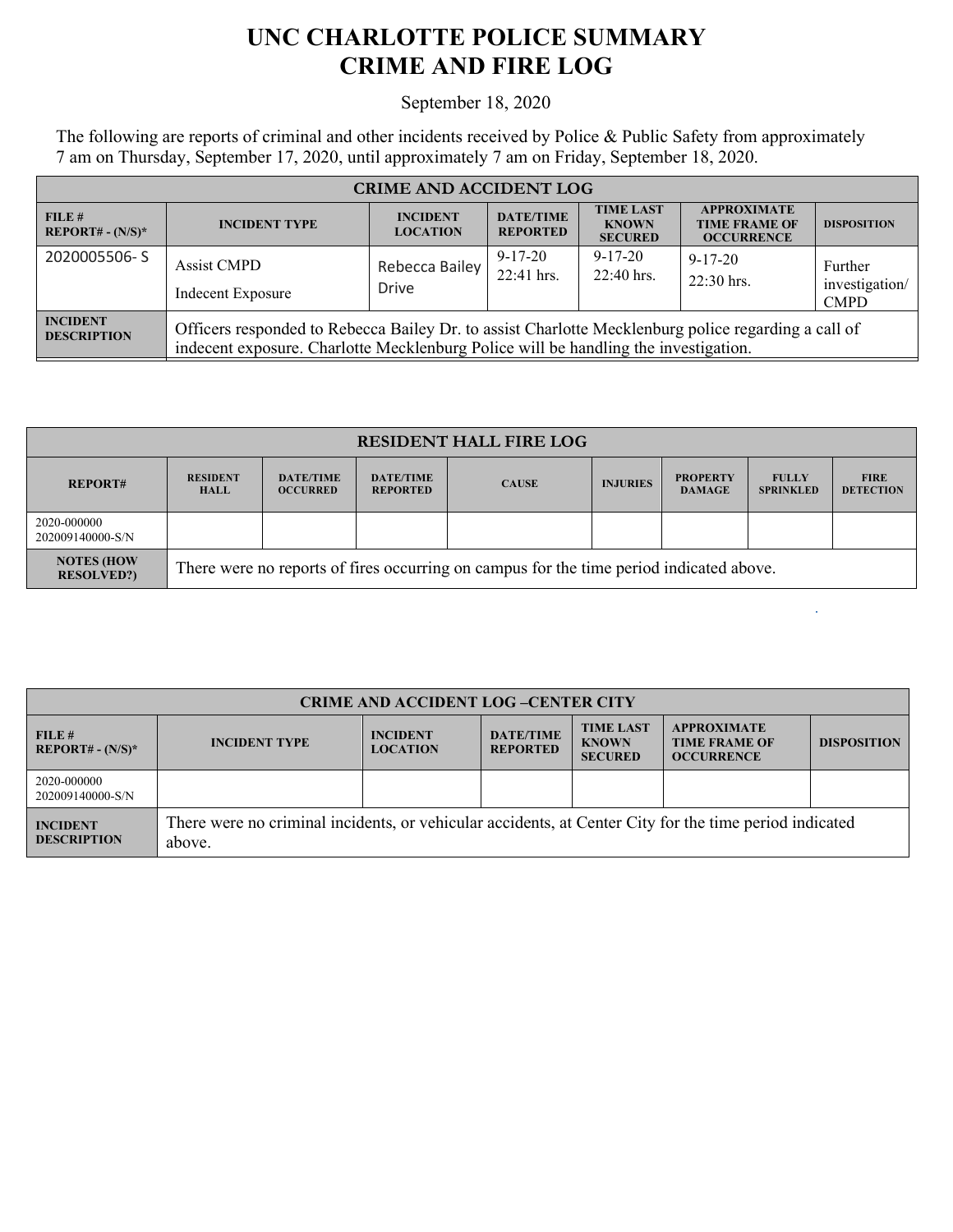# UNC CHARLOTTE POLICE SUMMARY
# CRIME AND FIRE LOG

September 18, 2020

The following are reports of criminal and other incidents received by Police & Public Safety from approximately 7 am on Thursday, September 17, 2020, until approximately 7 am on Friday, September 18, 2020.

| CRIME AND ACCIDENT LOG | | | | | | |
|---|---|---|---|---|---|---|
| FILE # REPORT# - (N/S)* | INCIDENT TYPE | INCIDENT LOCATION | DATE/TIME REPORTED | TIME LAST KNOWN SECURED | APPROXIMATE TIME FRAME OF OCCURRENCE | DISPOSITION |
| 2020005506- S | Assist CMPD<br>Indecent Exposure | Rebecca Bailey Drive | 9-17-20<br>22:41 hrs. | 9-17-20<br>22:40 hrs. | 9-17-20<br>22:30 hrs. | Further investigation/ CMPD |
| INCIDENT DESCRIPTION | Officers responded to Rebecca Bailey Dr. to assist Charlotte Mecklenburg police regarding a call of indecent exposure. Charlotte Mecklenburg Police will be handling the investigation. | | | | | |

| RESIDENT HALL FIRE LOG | | | | | | | | |
|---|---|---|---|---|---|---|---|---|
| REPORT# | RESIDENT HALL | DATE/TIME OCCURRED | DATE/TIME REPORTED | CAUSE | INJURIES | PROPERTY DAMAGE | FULLY SPRINKLED | FIRE DETECTION |
| 2020-000000<br>202009140000-S/N | | | | | | | | |
| NOTES (HOW RESOLVED?) | There were no reports of fires occurring on campus for the time period indicated above. | | | | | | | |

| CRIME AND ACCIDENT LOG –CENTER CITY | | | | | | |
|---|---|---|---|---|---|---|
| FILE # REPORT# - (N/S)* | INCIDENT TYPE | INCIDENT LOCATION | DATE/TIME REPORTED | TIME LAST KNOWN SECURED | APPROXIMATE TIME FRAME OF OCCURRENCE | DISPOSITION |
| 2020-000000<br>202009140000-S/N | | | | | | |
| INCIDENT DESCRIPTION | There were no criminal incidents, or vehicular accidents, at Center City for the time period indicated above. | | | | | |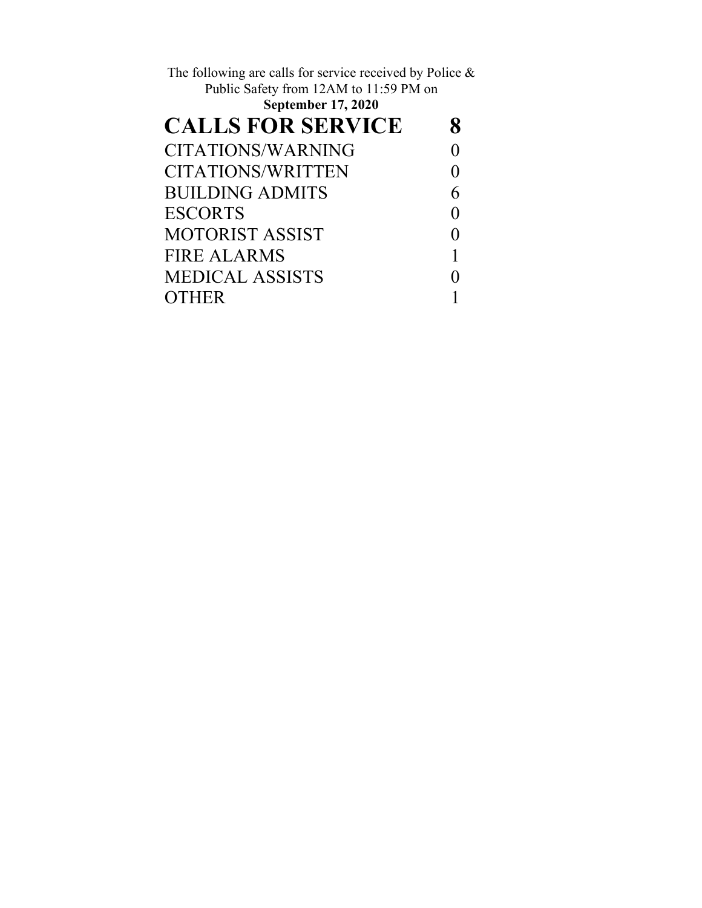The following are calls for service received by Police & Public Safety from 12AM to 11:59 PM on

**September 17, 2020**

| | |
|---|---|
| **CALLS FOR SERVICE** | **8** |
| CITATIONS/WARNING | 0 |
| CITATIONS/WRITTEN | 0 |
| BUILDING ADMITS | 6 |
| ESCORTS | 0 |
| MOTORIST ASSIST | 0 |
| FIRE ALARMS | 1 |
| MEDICAL ASSISTS | 0 |
| OTHER | 1 |